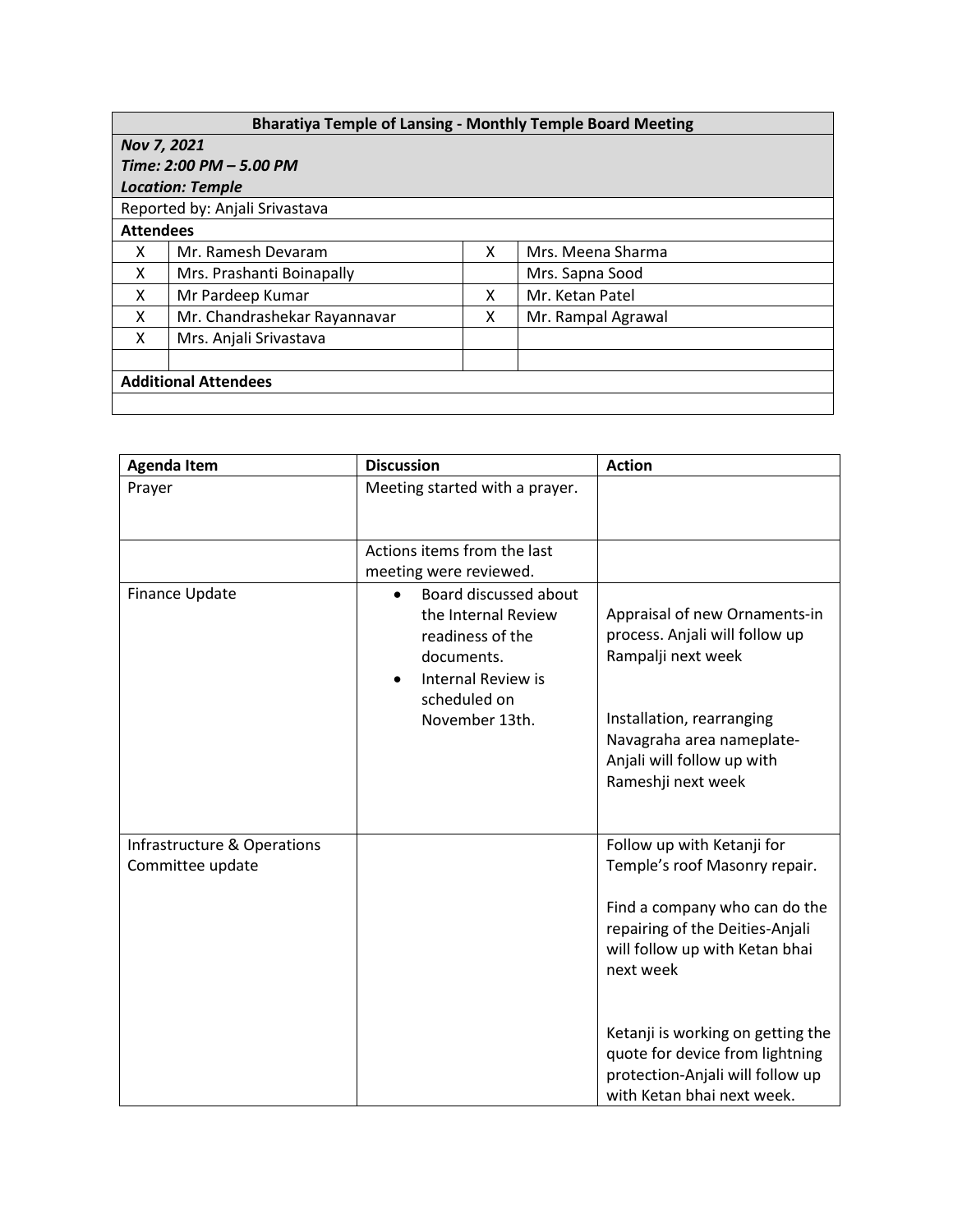| Bharatiya Temple of Lansing - Monthly Temple Board Meeting | | | |
|---|---|---|---|
| ***Nov 7, 2021*** | | | |
| ***Time: 2:00 PM – 5.00 PM*** | | | |
| ***Location: Temple*** | | | |
| Reported by: Anjali Srivastava | | | |
| **Attendees** | | | |
| X | Mr. Ramesh Devaram | X | Mrs. Meena Sharma |
| X | Mrs. Prashanti Boinapally | | Mrs. Sapna Sood |
| X | Mr Pardeep Kumar | X | Mr. Ketan Patel |
| X | Mr. Chandrashekar Rayannavar | X | Mr. Rampal Agrawal |
| X | Mrs. Anjali Srivastava | | |
| | | | |
| **Additional Attendees** | | | |
| | | | |

| Agenda Item | Discussion | Action |
|---|---|---|
| Prayer | Meeting started with a prayer. | |
| | Actions items from the last meeting were reviewed. | |
| Finance Update | <ul><li>Board discussed about the Internal Review readiness of the documents.</li><li>Internal Review is scheduled on November 13th.</li></ul> | Appraisal of new Ornaments-in process. Anjali will follow up Rampalji next week<br><br>Installation, rearranging Navagraha area nameplate-Anjali will follow up with Rameshji next week |
| Infrastructure & Operations Committee update | | Follow up with Ketanji for Temple's roof Masonry repair.<br><br>Find a company who can do the repairing of the Deities-Anjali will follow up with Ketan bhai next week<br><br>Ketanji is working on getting the quote for device from lightning protection-Anjali will follow up with Ketan bhai next week. |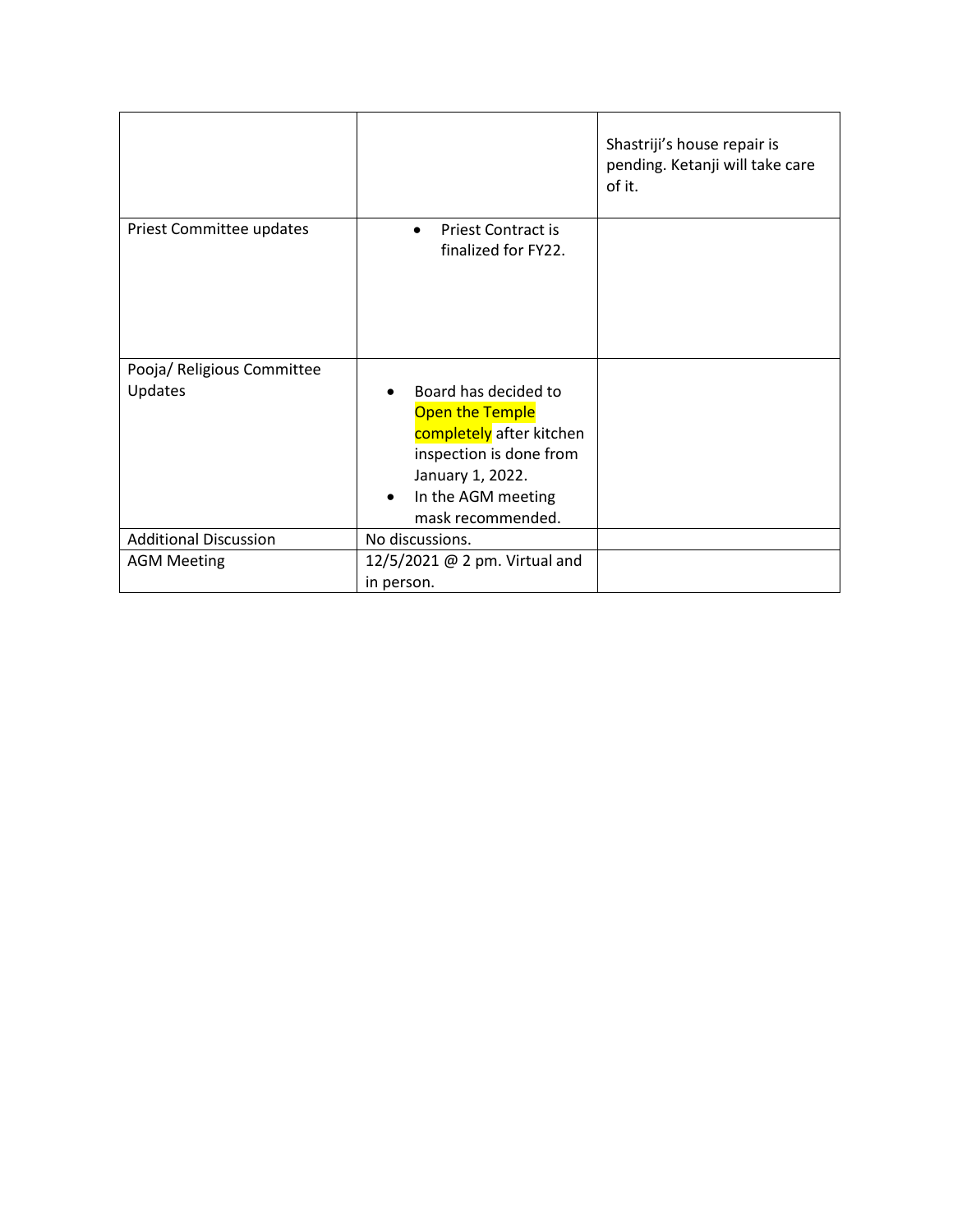| | | |
|---|---|---|
| | | Shastriji's house repair is pending. Ketanji will take care of it. |
| Priest Committee updates | • Priest Contract is finalized for FY22. | |
| Pooja/ Religious Committee Updates | • Board has decided to Open the Temple completely after kitchen inspection is done from January 1, 2022.<br>• In the AGM meeting mask recommended. | |
| Additional Discussion | No discussions. | |
| AGM Meeting | 12/5/2021 @ 2 pm. Virtual and in person. | |